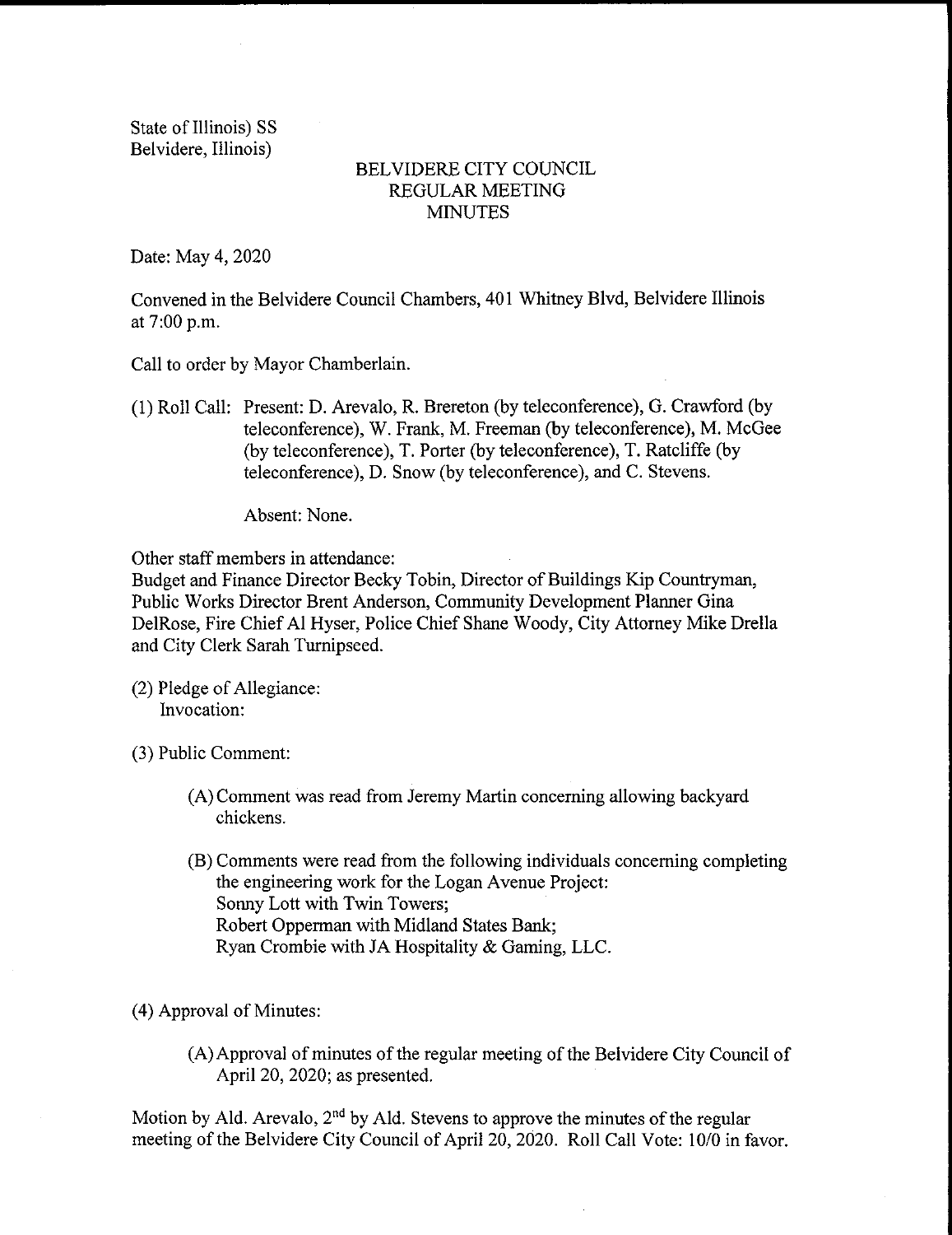State of Illinois) SS
Belvidere, Illinois)

# BELVIDERE CITY COUNCIL
## REGULAR MEETING
## MINUTES

Date: May 4, 2020

Convened in the Belvidere Council Chambers, 401 Whitney Blvd, Belvidere Illinois at 7:00 p.m.

Call to order by Mayor Chamberlain.

(1) Roll Call: Present: D. Arevalo, R. Brereton (by teleconference), G. Crawford (by teleconference), W. Frank, M. Freeman (by teleconference), M. McGee (by teleconference), T. Porter (by teleconference), T. Ratcliffe (by teleconference), D. Snow (by teleconference), and C. Stevens.

Absent: None.

Other staff members in attendance:
Budget and Finance Director Becky Tobin, Director of Buildings Kip Countryman, Public Works Director Brent Anderson, Community Development Planner Gina DelRose, Fire Chief Al Hyser, Police Chief Shane Woody, City Attorney Mike Drella and City Clerk Sarah Turnipseed.

(2) Pledge of Allegiance:
Invocation:

(3) Public Comment:

(A) Comment was read from Jeremy Martin concerning allowing backyard chickens.

(B) Comments were read from the following individuals concerning completing the engineering work for the Logan Avenue Project:
Sonny Lott with Twin Towers;
Robert Opperman with Midland States Bank;
Ryan Crombie with JA Hospitality & Gaming, LLC.

(4) Approval of Minutes:

(A) Approval of minutes of the regular meeting of the Belvidere City Council of April 20, 2020; as presented.

Motion by Ald. Arevalo, 2nd by Ald. Stevens to approve the minutes of the regular meeting of the Belvidere City Council of April 20, 2020. Roll Call Vote: 10/0 in favor.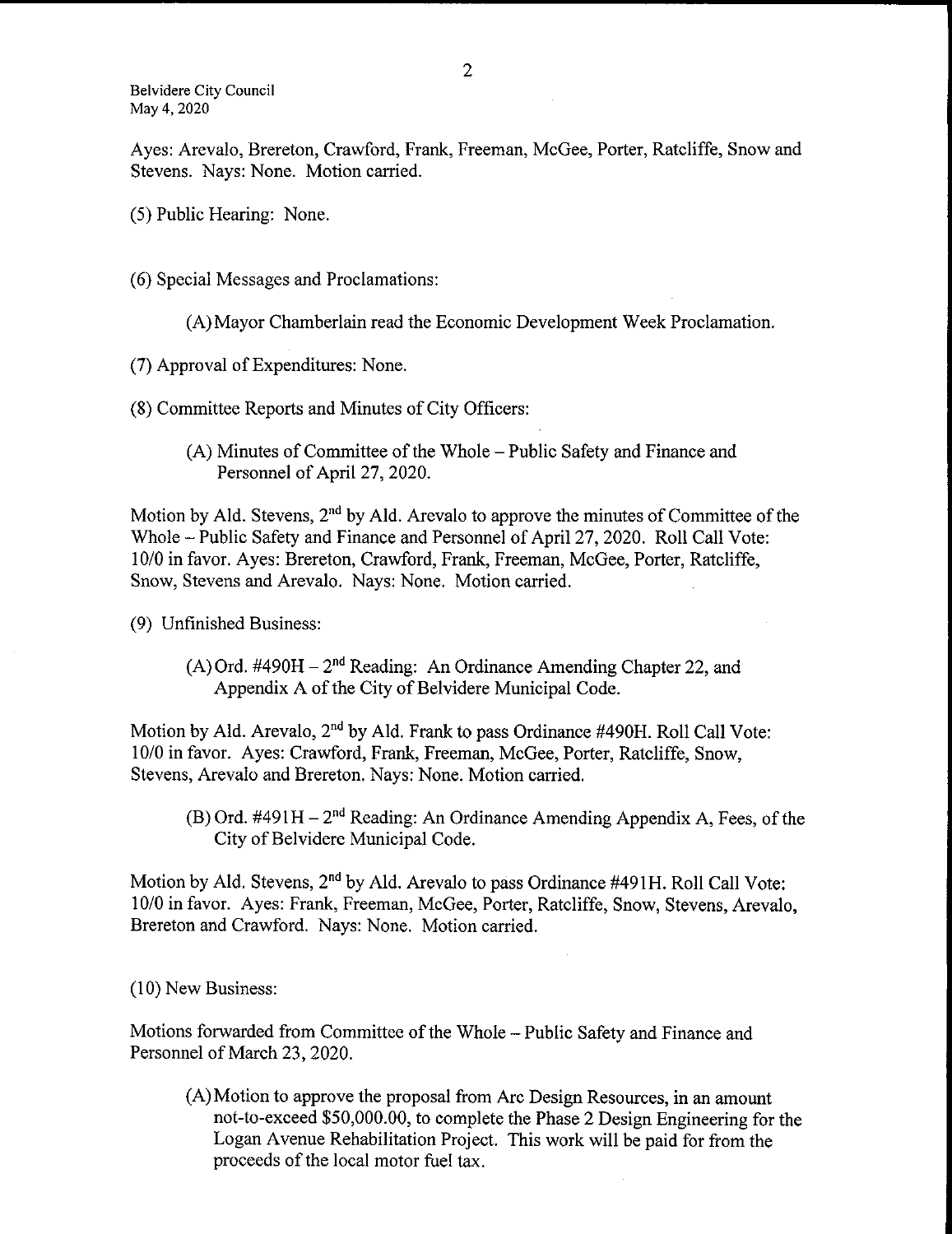Ayes: Arevalo, Brereton, Crawford, Frank, Freeman, McGee, Porter, Ratcliffe, Snow and Stevens. Nays: None. Motion carried.

(5) Public Hearing: None.

(6) Special Messages and Proclamations:

(A) Mayor Chamberlain read the Economic Development Week Proclamation.

(7) Approval of Expenditures: None.

(8) Committee Reports and Minutes of City Officers:

(A) Minutes of Committee of the Whole – Public Safety and Finance and Personnel of April 27, 2020.

Motion by Ald. Stevens, 2nd by Ald. Arevalo to approve the minutes of Committee of the Whole – Public Safety and Finance and Personnel of April 27, 2020. Roll Call Vote: 10/0 in favor. Ayes: Brereton, Crawford, Frank, Freeman, McGee, Porter, Ratcliffe, Snow, Stevens and Arevalo. Nays: None. Motion carried.

(9) Unfinished Business:

(A) Ord. #490H – 2nd Reading: An Ordinance Amending Chapter 22, and Appendix A of the City of Belvidere Municipal Code.

Motion by Ald. Arevalo, 2nd by Ald. Frank to pass Ordinance #490H. Roll Call Vote: 10/0 in favor. Ayes: Crawford, Frank, Freeman, McGee, Porter, Ratcliffe, Snow, Stevens, Arevalo and Brereton. Nays: None. Motion carried.

(B) Ord. #491H – 2nd Reading: An Ordinance Amending Appendix A, Fees, of the City of Belvidere Municipal Code.

Motion by Ald. Stevens, 2nd by Ald. Arevalo to pass Ordinance #491H. Roll Call Vote: 10/0 in favor. Ayes: Frank, Freeman, McGee, Porter, Ratcliffe, Snow, Stevens, Arevalo, Brereton and Crawford. Nays: None. Motion carried.

(10) New Business:

Motions forwarded from Committee of the Whole – Public Safety and Finance and Personnel of March 23, 2020.

(A) Motion to approve the proposal from Arc Design Resources, in an amount not-to-exceed $50,000.00, to complete the Phase 2 Design Engineering for the Logan Avenue Rehabilitation Project. This work will be paid for from the proceeds of the local motor fuel tax.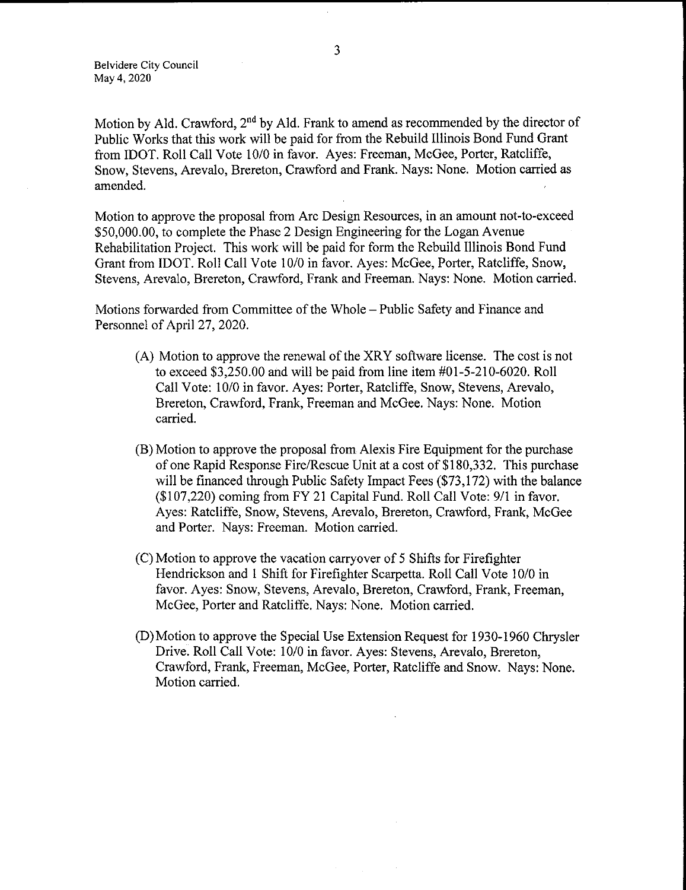Motion by Ald. Crawford, 2nd by Ald. Frank to amend as recommended by the director of Public Works that this work will be paid for from the Rebuild Illinois Bond Fund Grant from IDOT. Roll Call Vote 10/0 in favor. Ayes: Freeman, McGee, Porter, Ratcliffe, Snow, Stevens, Arevalo, Brereton, Crawford and Frank. Nays: None. Motion carried as amended.

Motion to approve the proposal from Arc Design Resources, in an amount not-to-exceed $50,000.00, to complete the Phase 2 Design Engineering for the Logan Avenue Rehabilitation Project. This work will be paid for form the Rebuild Illinois Bond Fund Grant from IDOT. Roll Call Vote 10/0 in favor. Ayes: McGee, Porter, Ratcliffe, Snow, Stevens, Arevalo, Brereton, Crawford, Frank and Freeman. Nays: None. Motion carried.

Motions forwarded from Committee of the Whole – Public Safety and Finance and Personnel of April 27, 2020.

(A) Motion to approve the renewal of the XRY software license. The cost is not to exceed $3,250.00 and will be paid from line item #01-5-210-6020. Roll Call Vote: 10/0 in favor. Ayes: Porter, Ratcliffe, Snow, Stevens, Arevalo, Brereton, Crawford, Frank, Freeman and McGee. Nays: None. Motion carried.

(B) Motion to approve the proposal from Alexis Fire Equipment for the purchase of one Rapid Response Fire/Rescue Unit at a cost of $180,332. This purchase will be financed through Public Safety Impact Fees ($73,172) with the balance ($107,220) coming from FY 21 Capital Fund. Roll Call Vote: 9/1 in favor. Ayes: Ratcliffe, Snow, Stevens, Arevalo, Brereton, Crawford, Frank, McGee and Porter. Nays: Freeman. Motion carried.

(C) Motion to approve the vacation carryover of 5 Shifts for Firefighter Hendrickson and 1 Shift for Firefighter Scarpetta. Roll Call Vote 10/0 in favor. Ayes: Snow, Stevens, Arevalo, Brereton, Crawford, Frank, Freeman, McGee, Porter and Ratcliffe. Nays: None. Motion carried.

(D) Motion to approve the Special Use Extension Request for 1930-1960 Chrysler Drive. Roll Call Vote: 10/0 in favor. Ayes: Stevens, Arevalo, Brereton, Crawford, Frank, Freeman, McGee, Porter, Ratcliffe and Snow. Nays: None. Motion carried.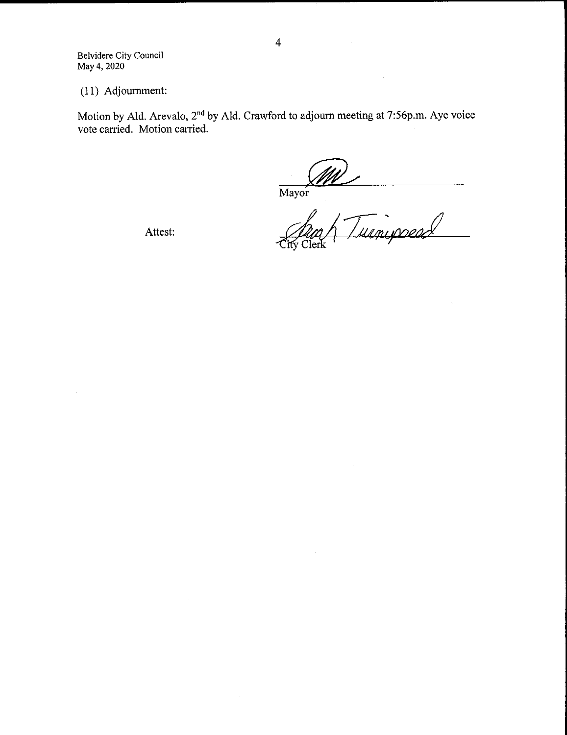Belvidere City Council
May 4, 2020

(11) Adjournment:

Motion by Ald. Arevalo, 2nd by Ald. Crawford to adjourn meeting at 7:56p.m. Aye voice vote carried. Motion carried.

Mayor

Attest:

City Clerk